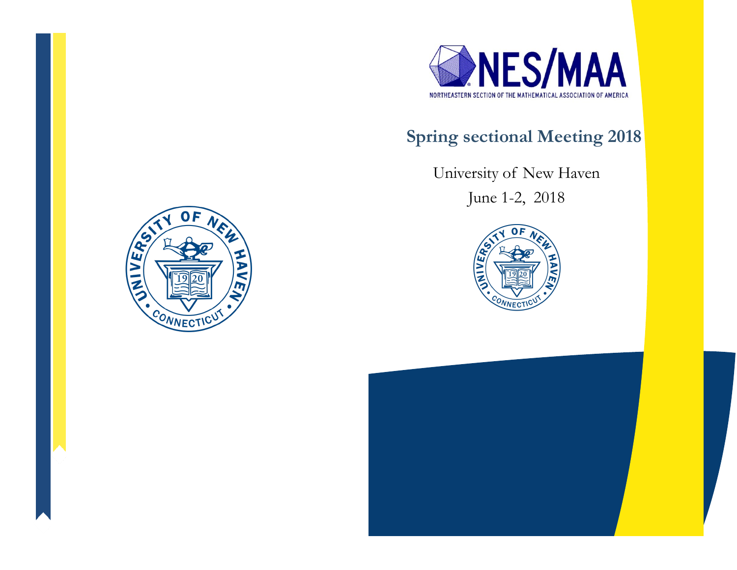NES/MAA

NORTHEASTERN SECTION OF THE MATHEMATICAL ASSOCIATION OF AMERICA

## Spring sectional Meeting 2018

University of New Haven

June 1-2, 2018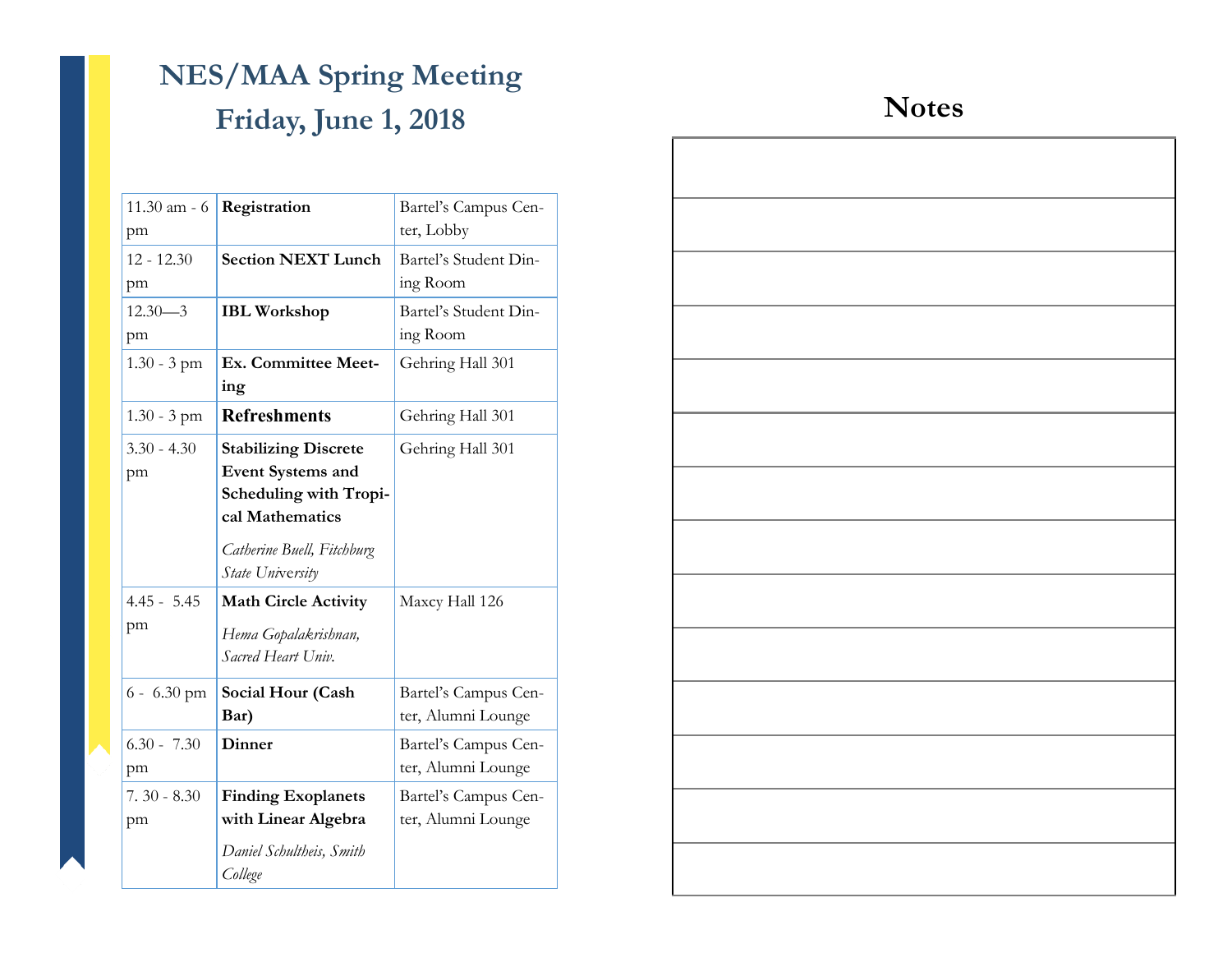# NES/MAA Spring Meeting

## Friday, June 1, 2018

| Time | Event | Location |
| --- | --- | --- |
| 11.30 am - 6 pm | **Registration** | Bartel's Campus Center, Lobby |
| 12 - 12.30 pm | **Section NEXT Lunch** | Bartel's Student Dining Room |
| 12.30—3 pm | **IBL Workshop** | Bartel's Student Dining Room |
| 1.30 - 3 pm | **Ex. Committee Meeting** | Gehring Hall 301 |
| 1.30 - 3 pm | **Refreshments** | Gehring Hall 301 |
| 3.30 - 4.30 pm | **Stabilizing Discrete Event Systems and Scheduling with Tropical Mathematics** *Catherine Buell, Fitchburg State University* | Gehring Hall 301 |
| 4.45 - 5.45 pm | **Math Circle Activity** *Hema Gopalakrishnan, Sacred Heart Univ.* | Maxcy Hall 126 |
| 6 - 6.30 pm | **Social Hour (Cash Bar)** | Bartel's Campus Center, Alumni Lounge |
| 6.30 - 7.30 pm | **Dinner** | Bartel's Campus Center, Alumni Lounge |
| 7. 30 - 8.30 pm | **Finding Exoplanets with Linear Algebra** *Daniel Schultheis, Smith College* | Bartel's Campus Center, Alumni Lounge |

## Notes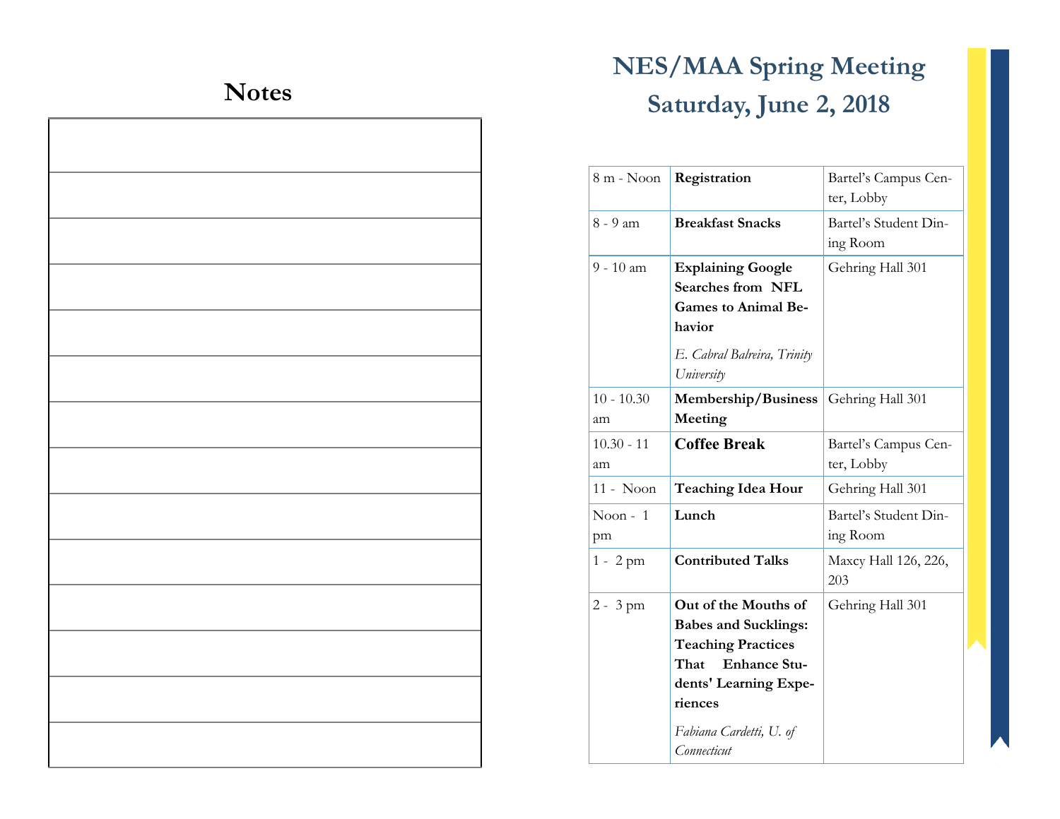## Notes

## NES/MAA Spring Meeting
## Saturday, June 2, 2018

| | | |
|---|---|---|
| 8 m - Noon | **Registration** | Bartel's Campus Center, Lobby |
| 8 - 9 am | **Breakfast Snacks** | Bartel's Student Dining Room |
| 9 - 10 am | **Explaining Google Searches from NFL Games to Animal Behavior** <br> *E. Cabral Balreira, Trinity University* | Gehring Hall 301 |
| 10 - 10.30 am | **Membership/Business Meeting** | Gehring Hall 301 |
| 10.30 - 11 am | **Coffee Break** | Bartel's Campus Center, Lobby |
| 11 - Noon | **Teaching Idea Hour** | Gehring Hall 301 |
| Noon - 1 pm | **Lunch** | Bartel's Student Dining Room |
| 1 - 2 pm | **Contributed Talks** | Maxcy Hall 126, 226, 203 |
| 2 - 3 pm | **Out of the Mouths of Babes and Sucklings: Teaching Practices That Enhance Students' Learning Experiences** <br> *Fabiana Cardetti, U. of Connecticut* | Gehring Hall 301 |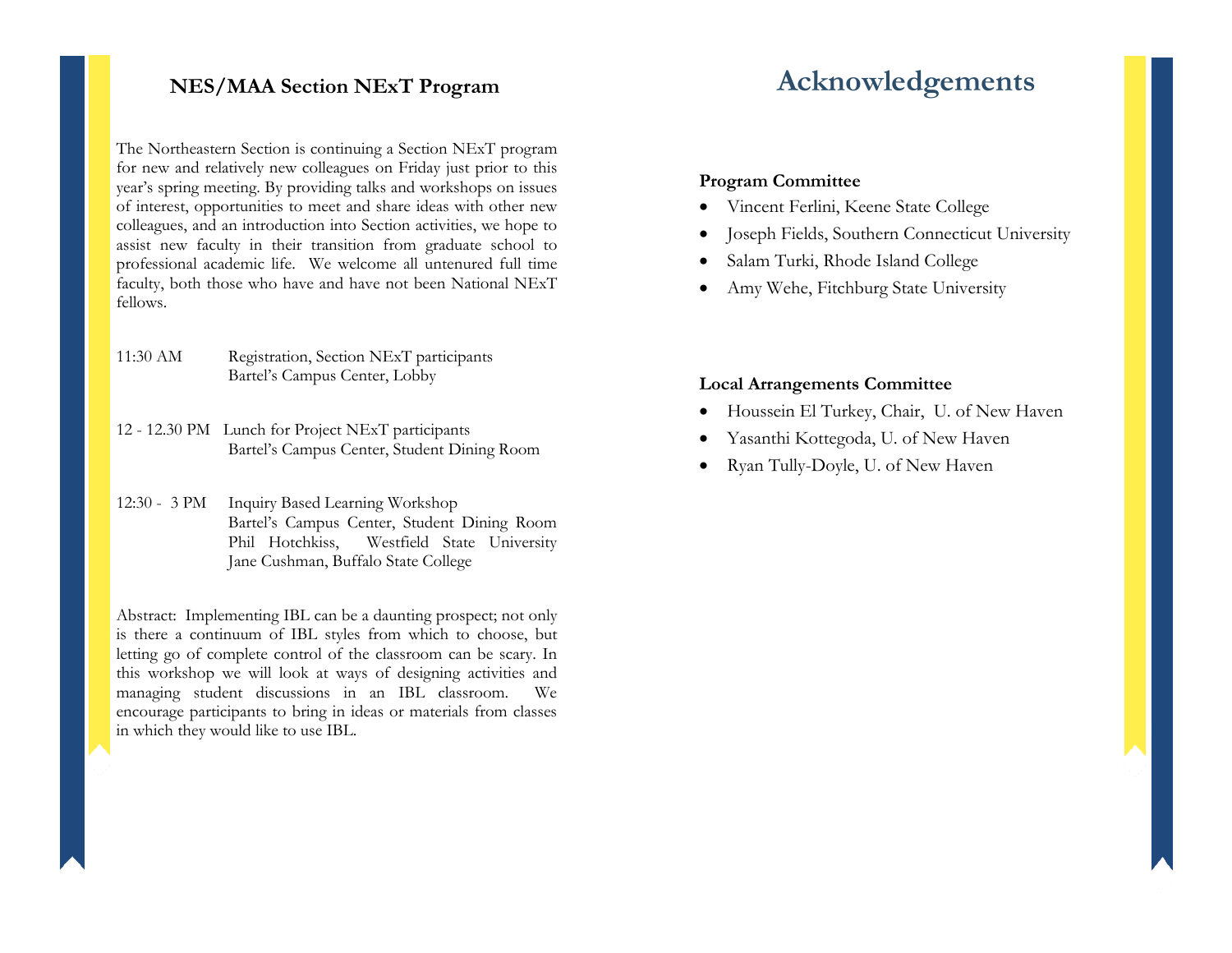## NES/MAA Section NExT Program

The Northeastern Section is continuing a Section NExT program for new and relatively new colleagues on Friday just prior to this year's spring meeting. By providing talks and workshops on issues of interest, opportunities to meet and share ideas with other new colleagues, and an introduction into Section activities, we hope to assist new faculty in their transition from graduate school to professional academic life. We welcome all untenured full time faculty, both those who have and have not been National NExT fellows.

11:30 AM Registration, Section NExT participants
Bartel's Campus Center, Lobby

12 - 12.30 PM Lunch for Project NExT participants
Bartel's Campus Center, Student Dining Room

12:30 - 3 PM Inquiry Based Learning Workshop
Bartel's Campus Center, Student Dining Room
Phil Hotchkiss, Westfield State University
Jane Cushman, Buffalo State College

Abstract: Implementing IBL can be a daunting prospect; not only is there a continuum of IBL styles from which to choose, but letting go of complete control of the classroom can be scary. In this workshop we will look at ways of designing activities and managing student discussions in an IBL classroom. We encourage participants to bring in ideas or materials from classes in which they would like to use IBL.

# Acknowledgements

**Program Committee**

- Vincent Ferlini, Keene State College
- Joseph Fields, Southern Connecticut University
- Salam Turki, Rhode Island College
- Amy Wehe, Fitchburg State University

**Local Arrangements Committee**

- Houssein El Turkey, Chair, U. of New Haven
- Yasanthi Kottegoda, U. of New Haven
- Ryan Tully-Doyle, U. of New Haven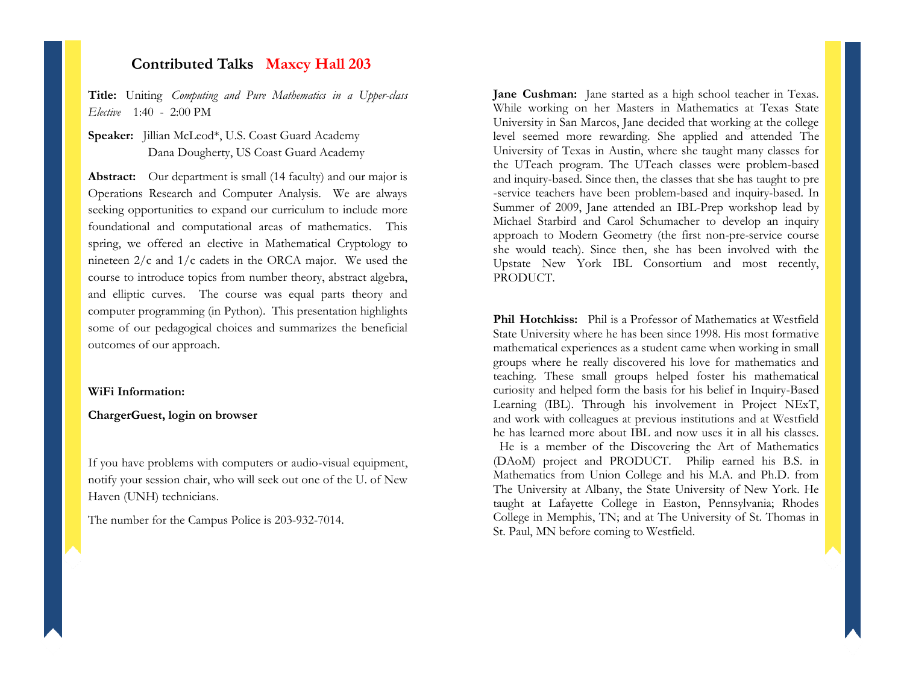## Contributed Talks Maxcy Hall 203

**Title:** Uniting *Computing and Pure Mathematics in a Upper-class Elective* 1:40 - 2:00 PM

**Speaker:** Jillian McLeod*, U.S. Coast Guard Academy
Dana Dougherty, US Coast Guard Academy

**Abstract:** Our department is small (14 faculty) and our major is Operations Research and Computer Analysis. We are always seeking opportunities to expand our curriculum to include more foundational and computational areas of mathematics. This spring, we offered an elective in Mathematical Cryptology to nineteen 2/c and 1/c cadets in the ORCA major. We used the course to introduce topics from number theory, abstract algebra, and elliptic curves. The course was equal parts theory and computer programming (in Python). This presentation highlights some of our pedagogical choices and summarizes the beneficial outcomes of our approach.

**WiFi Information:**

**ChargerGuest, login on browser**

If you have problems with computers or audio-visual equipment, notify your session chair, who will seek out one of the U. of New Haven (UNH) technicians.

The number for the Campus Police is 203-932-7014.

**Jane Cushman:** Jane started as a high school teacher in Texas. While working on her Masters in Mathematics at Texas State University in San Marcos, Jane decided that working at the college level seemed more rewarding. She applied and attended The University of Texas in Austin, where she taught many classes for the UTeach program. The UTeach classes were problem-based and inquiry-based. Since then, the classes that she has taught to pre-service teachers have been problem-based and inquiry-based. In Summer of 2009, Jane attended an IBL-Prep workshop lead by Michael Starbird and Carol Schumacher to develop an inquiry approach to Modern Geometry (the first non-pre-service course she would teach). Since then, she has been involved with the Upstate New York IBL Consortium and most recently, PRODUCT.

**Phil Hotchkiss:** Phil is a Professor of Mathematics at Westfield State University where he has been since 1998. His most formative mathematical experiences as a student came when working in small groups where he really discovered his love for mathematics and teaching. These small groups helped foster his mathematical curiosity and helped form the basis for his belief in Inquiry-Based Learning (IBL). Through his involvement in Project NExT, and work with colleagues at previous institutions and at Westfield he has learned more about IBL and now uses it in all his classes. He is a member of the Discovering the Art of Mathematics (DAoM) project and PRODUCT. Philip earned his B.S. in Mathematics from Union College and his M.A. and Ph.D. from The University at Albany, the State University of New York. He taught at Lafayette College in Easton, Pennsylvania; Rhodes College in Memphis, TN; and at The University of St. Thomas in St. Paul, MN before coming to Westfield.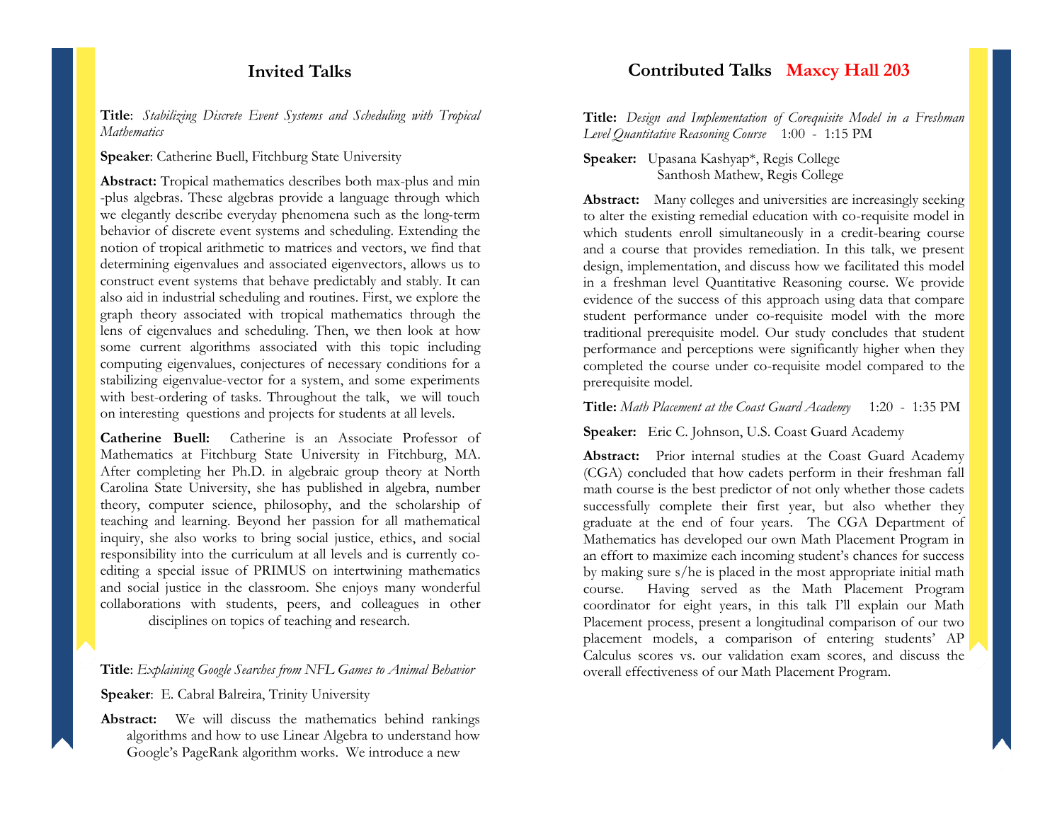## Invited Talks

**Title**: *Stabilizing Discrete Event Systems and Scheduling with Tropical Mathematics*

**Speaker**: Catherine Buell, Fitchburg State University

**Abstract:** Tropical mathematics describes both max-plus and min -plus algebras. These algebras provide a language through which we elegantly describe everyday phenomena such as the long-term behavior of discrete event systems and scheduling. Extending the notion of tropical arithmetic to matrices and vectors, we find that determining eigenvalues and associated eigenvectors, allows us to construct event systems that behave predictably and stably. It can also aid in industrial scheduling and routines. First, we explore the graph theory associated with tropical mathematics through the lens of eigenvalues and scheduling. Then, we then look at how some current algorithms associated with this topic including computing eigenvalues, conjectures of necessary conditions for a stabilizing eigenvalue-vector for a system, and some experiments with best-ordering of tasks. Throughout the talk, we will touch on interesting questions and projects for students at all levels.

**Catherine Buell:** Catherine is an Associate Professor of Mathematics at Fitchburg State University in Fitchburg, MA. After completing her Ph.D. in algebraic group theory at North Carolina State University, she has published in algebra, number theory, computer science, philosophy, and the scholarship of teaching and learning. Beyond her passion for all mathematical inquiry, she also works to bring social justice, ethics, and social responsibility into the curriculum at all levels and is currently co-editing a special issue of PRIMUS on intertwining mathematics and social justice in the classroom. She enjoys many wonderful collaborations with students, peers, and colleagues in other disciplines on topics of teaching and research.

**Title**: *Explaining Google Searches from NFL Games to Animal Behavior*

**Speaker**: E. Cabral Balreira, Trinity University

**Abstract:** We will discuss the mathematics behind rankings algorithms and how to use Linear Algebra to understand how Google's PageRank algorithm works. We introduce a new

## Contributed Talks Maxcy Hall 203

**Title:** *Design and Implementation of Corequisite Model in a Freshman Level Quantitative Reasoning Course* 1:00 - 1:15 PM

**Speaker:** Upasana Kashyap*, Regis College
Santhosh Mathew, Regis College

**Abstract:** Many colleges and universities are increasingly seeking to alter the existing remedial education with co-requisite model in which students enroll simultaneously in a credit-bearing course and a course that provides remediation. In this talk, we present design, implementation, and discuss how we facilitated this model in a freshman level Quantitative Reasoning course. We provide evidence of the success of this approach using data that compare student performance under co-requisite model with the more traditional prerequisite model. Our study concludes that student performance and perceptions were significantly higher when they completed the course under co-requisite model compared to the prerequisite model.

**Title:** *Math Placement at the Coast Guard Academy* 1:20 - 1:35 PM

**Speaker:** Eric C. Johnson, U.S. Coast Guard Academy

**Abstract:** Prior internal studies at the Coast Guard Academy (CGA) concluded that how cadets perform in their freshman fall math course is the best predictor of not only whether those cadets successfully complete their first year, but also whether they graduate at the end of four years. The CGA Department of Mathematics has developed our own Math Placement Program in an effort to maximize each incoming student's chances for success by making sure s/he is placed in the most appropriate initial math course. Having served as the Math Placement Program coordinator for eight years, in this talk I'll explain our Math Placement process, present a longitudinal comparison of our two placement models, a comparison of entering students' AP Calculus scores vs. our validation exam scores, and discuss the overall effectiveness of our Math Placement Program.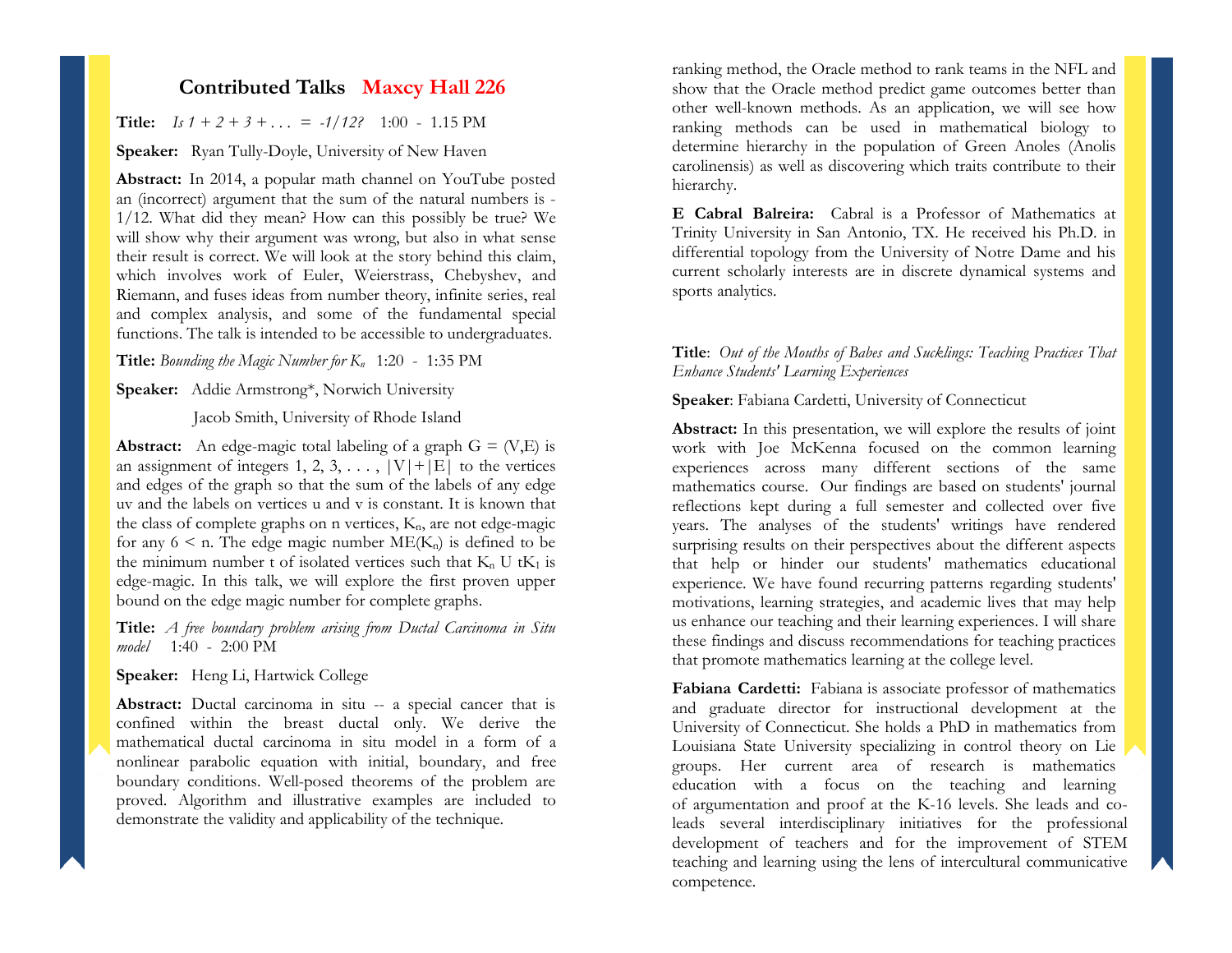## Contributed Talks **Maxcy Hall 226**

**Title:** *Is 1 + 2 + 3 + . . . = -1/12?* 1:00 - 1.15 PM

**Speaker:** Ryan Tully-Doyle, University of New Haven

**Abstract:** In 2014, a popular math channel on YouTube posted an (incorrect) argument that the sum of the natural numbers is -1/12. What did they mean? How can this possibly be true? We will show why their argument was wrong, but also in what sense their result is correct. We will look at the story behind this claim, which involves work of Euler, Weierstrass, Chebyshev, and Riemann, and fuses ideas from number theory, infinite series, real and complex analysis, and some of the fundamental special functions. The talk is intended to be accessible to undergraduates.

**Title:** *Bounding the Magic Number for $K_n$* 1:20 - 1:35 PM

**Speaker:** Addie Armstrong*, Norwich University

Jacob Smith, University of Rhode Island

**Abstract:** An edge-magic total labeling of a graph $G = (V,E)$ is an assignment of integers $1, 2, 3, \ldots, |V|+|E|$ to the vertices and edges of the graph so that the sum of the labels of any edge uv and the labels on vertices u and v is constant. It is known that the class of complete graphs on n vertices, $K_n$, are not edge-magic for any $6 < n$. The edge magic number $ME(K_n)$ is defined to be the minimum number t of isolated vertices such that $K_n \cup tK_1$ is edge-magic. In this talk, we will explore the first proven upper bound on the edge magic number for complete graphs.

**Title:** *A free boundary problem arising from Ductal Carcinoma in Situ model* 1:40 - 2:00 PM

**Speaker:** Heng Li, Hartwick College

**Abstract:** Ductal carcinoma in situ -- a special cancer that is confined within the breast ductal only. We derive the mathematical ductal carcinoma in situ model in a form of a nonlinear parabolic equation with initial, boundary, and free boundary conditions. Well-posed theorems of the problem are proved. Algorithm and illustrative examples are included to demonstrate the validity and applicability of the technique.

ranking method, the Oracle method to rank teams in the NFL and show that the Oracle method predict game outcomes better than other well-known methods. As an application, we will see how ranking methods can be used in mathematical biology to determine hierarchy in the population of Green Anoles (Anolis carolinensis) as well as discovering which traits contribute to their hierarchy.

**E Cabral Balreira:** Cabral is a Professor of Mathematics at Trinity University in San Antonio, TX. He received his Ph.D. in differential topology from the University of Notre Dame and his current scholarly interests are in discrete dynamical systems and sports analytics.

**Title**: *Out of the Mouths of Babes and Sucklings: Teaching Practices That Enhance Students' Learning Experiences*

**Speaker**: Fabiana Cardetti, University of Connecticut

**Abstract:** In this presentation, we will explore the results of joint work with Joe McKenna focused on the common learning experiences across many different sections of the same mathematics course. Our findings are based on students' journal reflections kept during a full semester and collected over five years. The analyses of the students' writings have rendered surprising results on their perspectives about the different aspects that help or hinder our students' mathematics educational experience. We have found recurring patterns regarding students' motivations, learning strategies, and academic lives that may help us enhance our teaching and their learning experiences. I will share these findings and discuss recommendations for teaching practices that promote mathematics learning at the college level.

**Fabiana Cardetti:** Fabiana is associate professor of mathematics and graduate director for instructional development at the University of Connecticut. She holds a PhD in mathematics from Louisiana State University specializing in control theory on Lie groups. Her current area of research is mathematics education with a focus on the teaching and learning of argumentation and proof at the K-16 levels. She leads and co-leads several interdisciplinary initiatives for the professional development of teachers and for the improvement of STEM teaching and learning using the lens of intercultural communicative competence.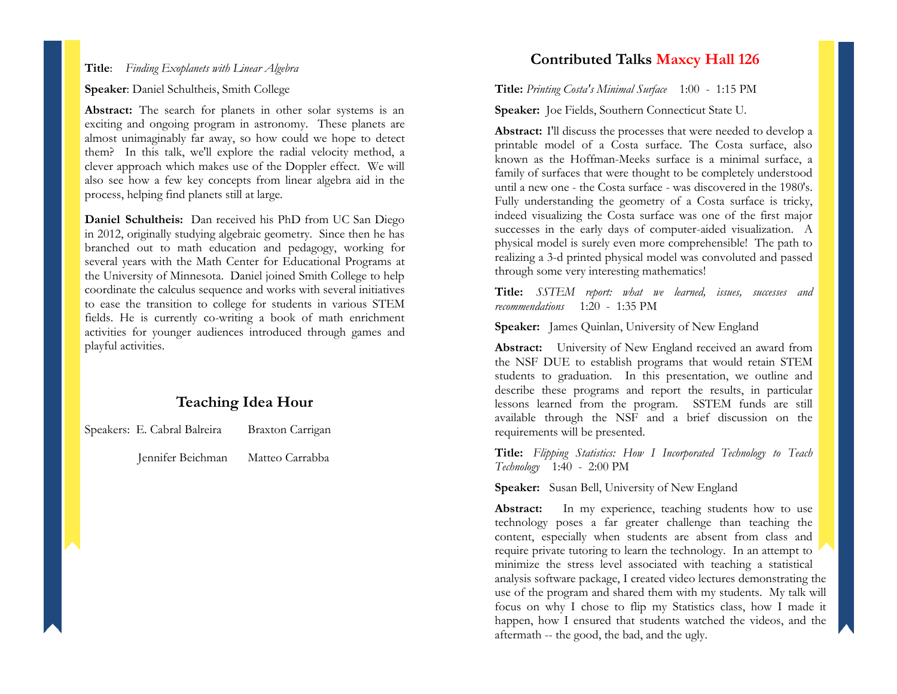**Title**: *Finding Exoplanets with Linear Algebra*

**Speaker**: Daniel Schultheis, Smith College

**Abstract:** The search for planets in other solar systems is an exciting and ongoing program in astronomy. These planets are almost unimaginably far away, so how could we hope to detect them? In this talk, we'll explore the radial velocity method, a clever approach which makes use of the Doppler effect. We will also see how a few key concepts from linear algebra aid in the process, helping find planets still at large.

**Daniel Schultheis:** Dan received his PhD from UC San Diego in 2012, originally studying algebraic geometry. Since then he has branched out to math education and pedagogy, working for several years with the Math Center for Educational Programs at the University of Minnesota. Daniel joined Smith College to help coordinate the calculus sequence and works with several initiatives to ease the transition to college for students in various STEM fields. He is currently co-writing a book of math enrichment activities for younger audiences introduced through games and playful activities.

## Teaching Idea Hour

Speakers: E. Cabral Balreira, Braxton Carrigan, Jennifer Beichman, Matteo Carrabba

## Contributed Talks Maxcy Hall 126

**Title:** *Printing Costa's Minimal Surface* 1:00 - 1:15 PM

**Speaker:** Joe Fields, Southern Connecticut State U.

**Abstract:** I'll discuss the processes that were needed to develop a printable model of a Costa surface. The Costa surface, also known as the Hoffman-Meeks surface is a minimal surface, a family of surfaces that were thought to be completely understood until a new one - the Costa surface - was discovered in the 1980's. Fully understanding the geometry of a Costa surface is tricky, indeed visualizing the Costa surface was one of the first major successes in the early days of computer-aided visualization. A physical model is surely even more comprehensible! The path to realizing a 3-d printed physical model was convoluted and passed through some very interesting mathematics!

**Title:** *SSTEM report: what we learned, issues, successes and recommendations* 1:20 - 1:35 PM

**Speaker:** James Quinlan, University of New England

**Abstract:** University of New England received an award from the NSF DUE to establish programs that would retain STEM students to graduation. In this presentation, we outline and describe these programs and report the results, in particular lessons learned from the program. SSTEM funds are still available through the NSF and a brief discussion on the requirements will be presented.

**Title:** *Flipping Statistics: How I Incorporated Technology to Teach Technology* 1:40 - 2:00 PM

**Speaker:** Susan Bell, University of New England

**Abstract:** In my experience, teaching students how to use technology poses a far greater challenge than teaching the content, especially when students are absent from class and require private tutoring to learn the technology. In an attempt to minimize the stress level associated with teaching a statistical analysis software package, I created video lectures demonstrating the use of the program and shared them with my students. My talk will focus on why I chose to flip my Statistics class, how I made it happen, how I ensured that students watched the videos, and the aftermath -- the good, the bad, and the ugly.